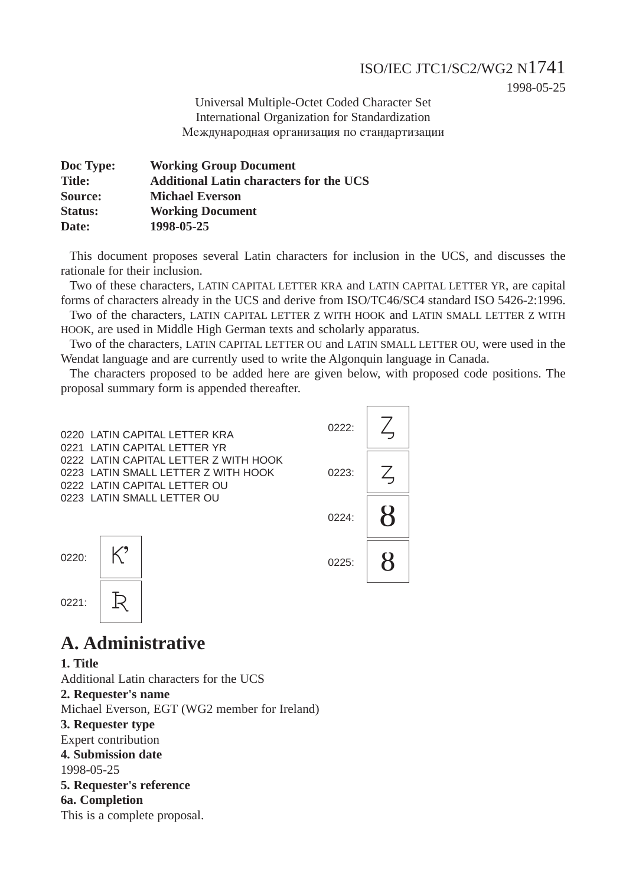ISO/IEC JTC1/SC2/WG2 N1741
1998-05-25

Universal Multiple-Octet Coded Character Set
International Organization for Standardization
Международная организация по стандартизации

| | |
|---|---|
| **Doc Type:** | **Working Group Document** |
| **Title:** | **Additional Latin characters for the UCS** |
| **Source:** | **Michael Everson** |
| **Status:** | **Working Document** |
| **Date:** | **1998-05-25** |

This document proposes several Latin characters for inclusion in the UCS, and discusses the rationale for their inclusion.

Two of these characters, LATIN CAPITAL LETTER KRA and LATIN CAPITAL LETTER YR, are capital forms of characters already in the UCS and derive from ISO/TC46/SC4 standard ISO 5426-2:1996.

Two of the characters, LATIN CAPITAL LETTER Z WITH HOOK and LATIN SMALL LETTER Z WITH HOOK, are used in Middle High German texts and scholarly apparatus.

Two of the characters, LATIN CAPITAL LETTER OU and LATIN SMALL LETTER OU, were used in the Wendat language and are currently used to write the Algonquin language in Canada.

The characters proposed to be added here are given below, with proposed code positions. The proposal summary form is appended thereafter.

0220 LATIN CAPITAL LETTER KRA
0221 LATIN CAPITAL LETTER YR
0222 LATIN CAPITAL LETTER Z WITH HOOK
0223 LATIN SMALL LETTER Z WITH HOOK
0222 LATIN CAPITAL LETTER OU
0223 LATIN SMALL LETTER OU

0220: K’

0221: Ʀ

0222: Ȥ

0223: ȥ

0224: 8

0225: 8

# A. Administrative

**1. Title**
Additional Latin characters for the UCS

**2. Requester's name**
Michael Everson, EGT (WG2 member for Ireland)

**3. Requester type**
Expert contribution

**4. Submission date**
1998-05-25

**5. Requester's reference**

**6a. Completion**
This is a complete proposal.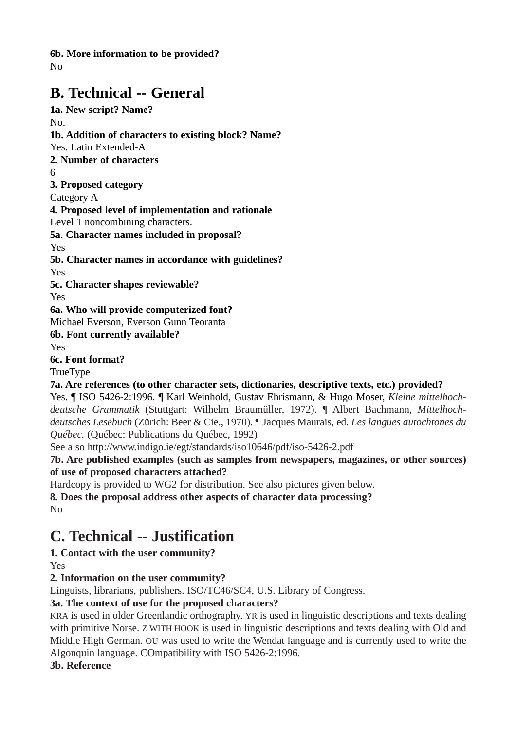**6b. More information to be provided?**
No

## B. Technical -- General

**1a. New script? Name?**
No.
**1b. Addition of characters to existing block? Name?**
Yes. Latin Extended-A
**2. Number of characters**
6
**3. Proposed category**
Category A
**4. Proposed level of implementation and rationale**
Level 1 noncombining characters.
**5a. Character names included in proposal?**
Yes
**5b. Character names in accordance with guidelines?**
Yes
**5c. Character shapes reviewable?**
Yes
**6a. Who will provide computerized font?**
Michael Everson, Everson Gunn Teoranta
**6b. Font currently available?**
Yes
**6c. Font format?**
TrueType
**7a. Are references (to other character sets, dictionaries, descriptive texts, etc.) provided?**
Yes. ¶ ISO 5426-2:1996. ¶ Karl Weinhold, Gustav Ehrismann, & Hugo Moser, *Kleine mittelhoch-deutsche Grammatik* (Stuttgart: Wilhelm Braumüller, 1972). ¶ Albert Bachmann, *Mittelhoch-deutsches Lesebuch* (Zürich: Beer & Cie., 1970). ¶ Jacques Maurais, ed. *Les langues autochtones du Québec.* (Québec: Publications du Québec, 1992)
See also http://www.indigo.ie/egt/standards/iso10646/pdf/iso-5426-2.pdf
**7b. Are published examples (such as samples from newspapers, magazines, or other sources) of use of proposed characters attached?**
Hardcopy is provided to WG2 for distribution. See also pictures given below.
**8. Does the proposal address other aspects of character data processing?**
No

## C. Technical -- Justification

**1. Contact with the user community?**
Yes
**2. Information on the user community?**
Linguists, librarians, publishers. ISO/TC46/SC4, U.S. Library of Congress.
**3a. The context of use for the proposed characters?**
KRA is used in older Greenlandic orthography. YR is used in linguistic descriptions and texts dealing with primitive Norse. Z WITH HOOK is used in linguistic descriptions and texts dealing with Old and Middle High German. OU was used to write the Wendat language and is currently used to write the Algonquin language. COmpatibility with ISO 5426-2:1996.
**3b. Reference**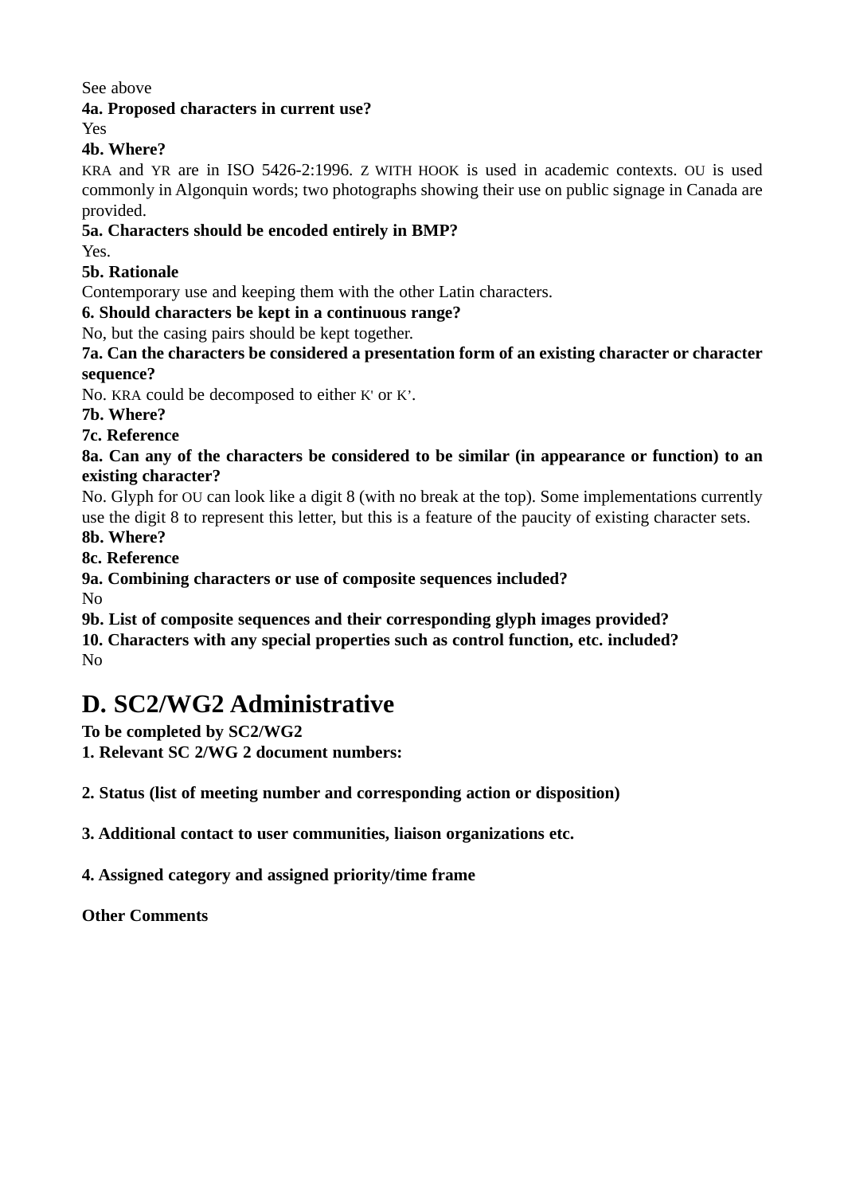See above

**4a. Proposed characters in current use?**

Yes

**4b. Where?**

KRA and YR are in ISO 5426-2:1996. Z WITH HOOK is used in academic contexts. OU is used commonly in Algonquin words; two photographs showing their use on public signage in Canada are provided.

**5a. Characters should be encoded entirely in BMP?**

Yes.

**5b. Rationale**

Contemporary use and keeping them with the other Latin characters.

**6. Should characters be kept in a continuous range?**

No, but the casing pairs should be kept together.

**7a. Can the characters be considered a presentation form of an existing character or character sequence?**

No. KRA could be decomposed to either K' or K’.

**7b. Where?**

**7c. Reference**

**8a. Can any of the characters be considered to be similar (in appearance or function) to an existing character?**

No. Glyph for OU can look like a digit 8 (with no break at the top). Some implementations currently use the digit 8 to represent this letter, but this is a feature of the paucity of existing character sets.

**8b. Where?**

**8c. Reference**

**9a. Combining characters or use of composite sequences included?**

No

**9b. List of composite sequences and their corresponding glyph images provided?**

**10. Characters with any special properties such as control function, etc. included?**

No

# D. SC2/WG2 Administrative

**To be completed by SC2/WG2**

**1. Relevant SC 2/WG 2 document numbers:**

**2. Status (list of meeting number and corresponding action or disposition)**

**3. Additional contact to user communities, liaison organizations etc.**

**4. Assigned category and assigned priority/time frame**

**Other Comments**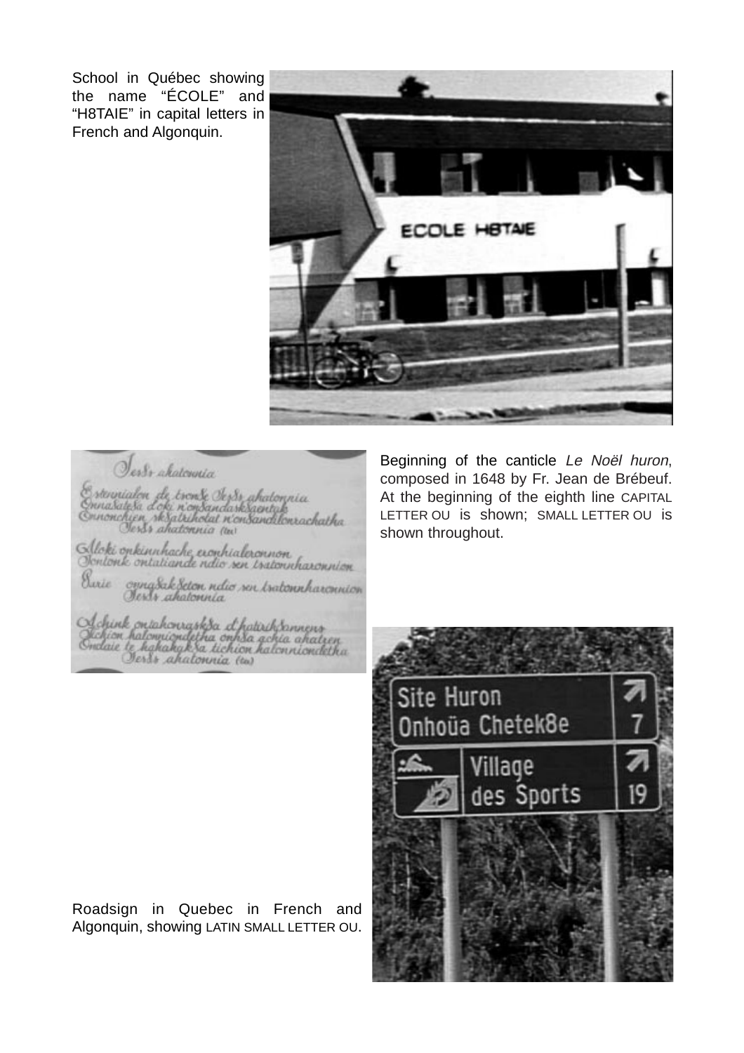School in Québec showing the name “ÉCOLE” and “H8TAIE” in capital letters in French and Algonquin.

Beginning of the canticle *Le Noël huron*, composed in 1648 by Fr. Jean de Brébeuf. At the beginning of the eighth line CAPITAL LETTER OU is shown; SMALL LETTER OU is shown throughout.

Roadsign in Quebec in French and Algonquin, showing LATIN SMALL LETTER OU.